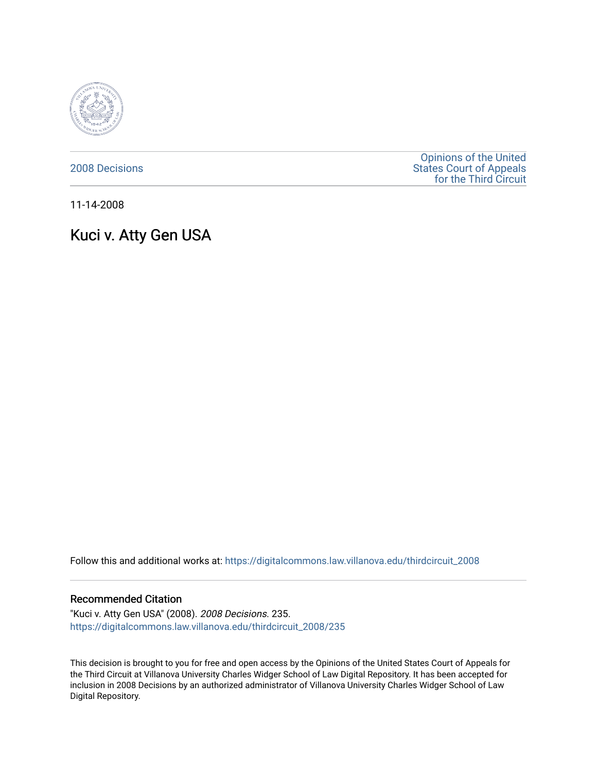2008 Decisions

Opinions of the United States Court of Appeals for the Third Circuit

11-14-2008

# Kuci v. Atty Gen USA

Follow this and additional works at: https://digitalcommons.law.villanova.edu/thirdcircuit_2008

## Recommended Citation

"Kuci v. Atty Gen USA" (2008). *2008 Decisions*. 235.
https://digitalcommons.law.villanova.edu/thirdcircuit_2008/235

This decision is brought to you for free and open access by the Opinions of the United States Court of Appeals for the Third Circuit at Villanova University Charles Widger School of Law Digital Repository. It has been accepted for inclusion in 2008 Decisions by an authorized administrator of Villanova University Charles Widger School of Law Digital Repository.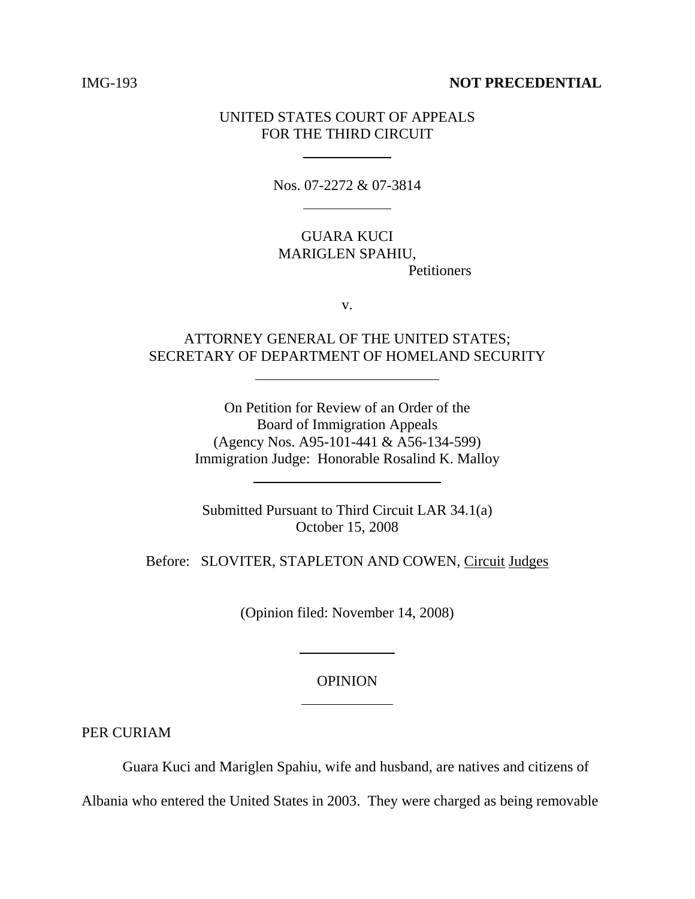IMG-193 **NOT PRECEDENTIAL**

UNITED STATES COURT OF APPEALS
FOR THE THIRD CIRCUIT

Nos. 07-2272 & 07-3814

GUARA KUCI
MARIGLEN SPAHIU,
Petitioners

v.

ATTORNEY GENERAL OF THE UNITED STATES;
SECRETARY OF DEPARTMENT OF HOMELAND SECURITY

On Petition for Review of an Order of the
Board of Immigration Appeals
(Agency Nos. A95-101-441 & A56-134-599)
Immigration Judge: Honorable Rosalind K. Malloy

Submitted Pursuant to Third Circuit LAR 34.1(a)
October 15, 2008

Before: SLOVITER, STAPLETON AND COWEN, Circuit Judges

(Opinion filed: November 14, 2008)

OPINION

PER CURIAM

Guara Kuci and Mariglen Spahiu, wife and husband, are natives and citizens of Albania who entered the United States in 2003. They were charged as being removable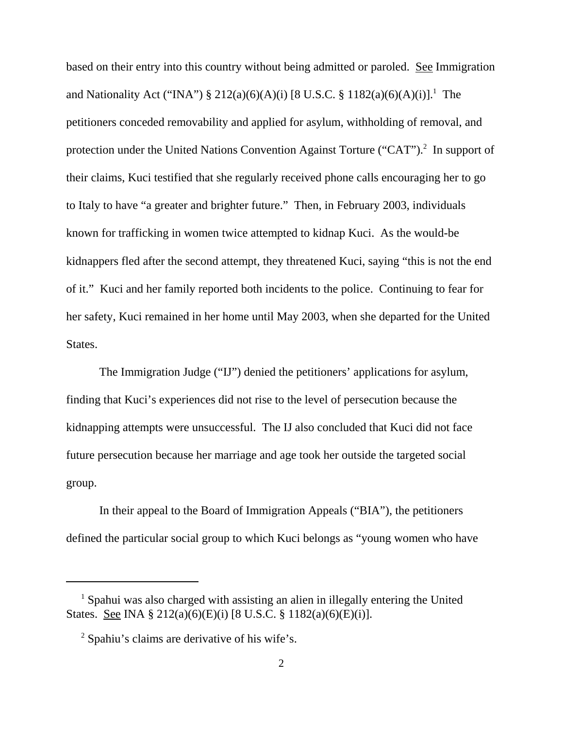based on their entry into this country without being admitted or paroled. See Immigration and Nationality Act ("INA") § 212(a)(6)(A)(i) [8 U.S.C. § 1182(a)(6)(A)(i)].[1] The petitioners conceded removability and applied for asylum, withholding of removal, and protection under the United Nations Convention Against Torture ("CAT").[2] In support of their claims, Kuci testified that she regularly received phone calls encouraging her to go to Italy to have "a greater and brighter future." Then, in February 2003, individuals known for trafficking in women twice attempted to kidnap Kuci. As the would-be kidnappers fled after the second attempt, they threatened Kuci, saying "this is not the end of it." Kuci and her family reported both incidents to the police. Continuing to fear for her safety, Kuci remained in her home until May 2003, when she departed for the United States.

The Immigration Judge ("IJ") denied the petitioners' applications for asylum, finding that Kuci's experiences did not rise to the level of persecution because the kidnapping attempts were unsuccessful. The IJ also concluded that Kuci did not face future persecution because her marriage and age took her outside the targeted social group.

In their appeal to the Board of Immigration Appeals ("BIA"), the petitioners defined the particular social group to which Kuci belongs as "young women who have

---

[1] Spahui was also charged with assisting an alien in illegally entering the United States. See INA § 212(a)(6)(E)(i) [8 U.S.C. § 1182(a)(6)(E)(i)].

[2] Spahiu's claims are derivative of his wife's.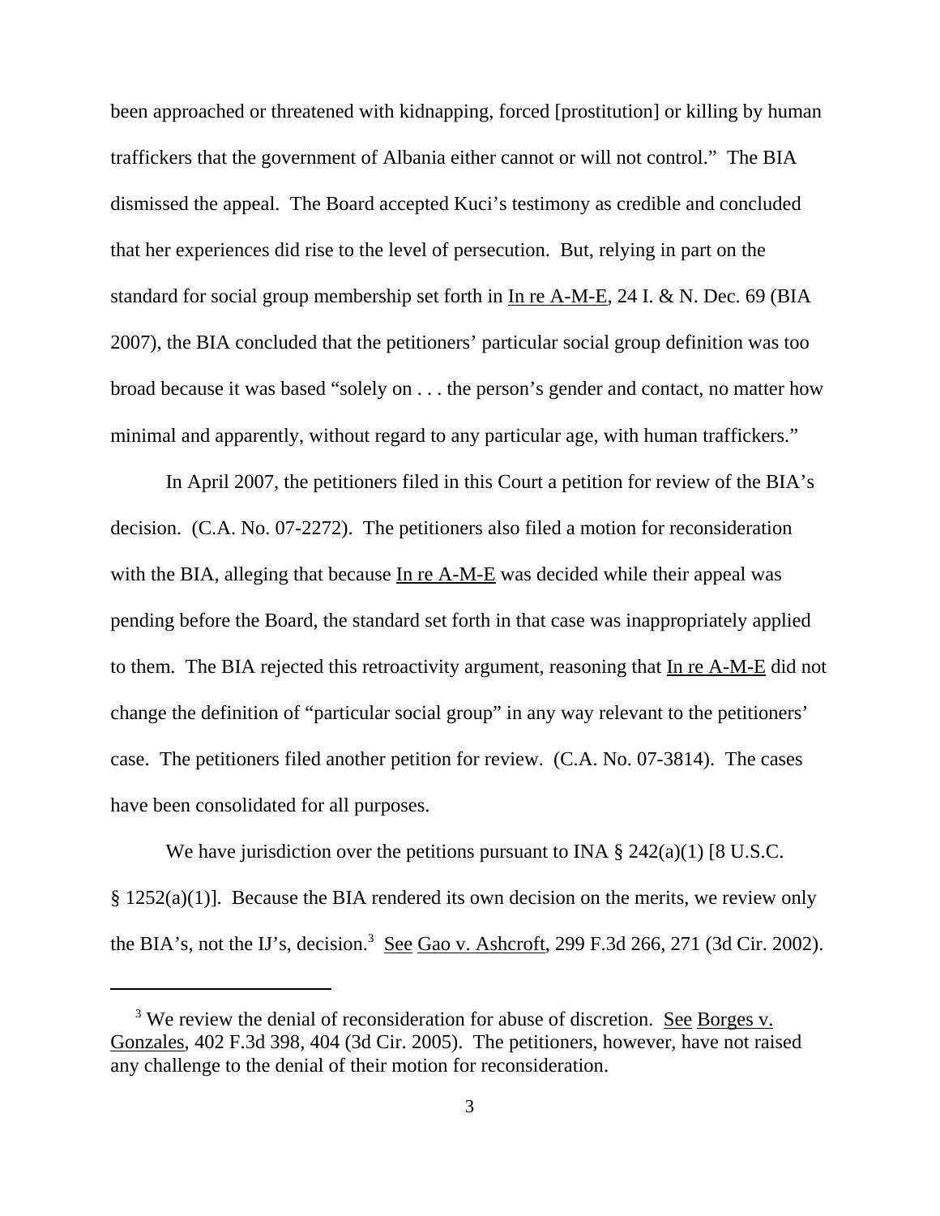been approached or threatened with kidnapping, forced [prostitution] or killing by human traffickers that the government of Albania either cannot or will not control." The BIA dismissed the appeal. The Board accepted Kuci's testimony as credible and concluded that her experiences did rise to the level of persecution. But, relying in part on the standard for social group membership set forth in In re A-M-E, 24 I. & N. Dec. 69 (BIA 2007), the BIA concluded that the petitioners' particular social group definition was too broad because it was based "solely on . . . the person's gender and contact, no matter how minimal and apparently, without regard to any particular age, with human traffickers."

In April 2007, the petitioners filed in this Court a petition for review of the BIA's decision. (C.A. No. 07-2272). The petitioners also filed a motion for reconsideration with the BIA, alleging that because In re A-M-E was decided while their appeal was pending before the Board, the standard set forth in that case was inappropriately applied to them. The BIA rejected this retroactivity argument, reasoning that In re A-M-E did not change the definition of "particular social group" in any way relevant to the petitioners' case. The petitioners filed another petition for review. (C.A. No. 07-3814). The cases have been consolidated for all purposes.

We have jurisdiction over the petitions pursuant to INA § 242(a)(1) [8 U.S.C. § 1252(a)(1)]. Because the BIA rendered its own decision on the merits, we review only the BIA's, not the IJ's, decision.[3] See Gao v. Ashcroft, 299 F.3d 266, 271 (3d Cir. 2002).

---

[3] We review the denial of reconsideration for abuse of discretion. See Borges v. Gonzales, 402 F.3d 398, 404 (3d Cir. 2005). The petitioners, however, have not raised any challenge to the denial of their motion for reconsideration.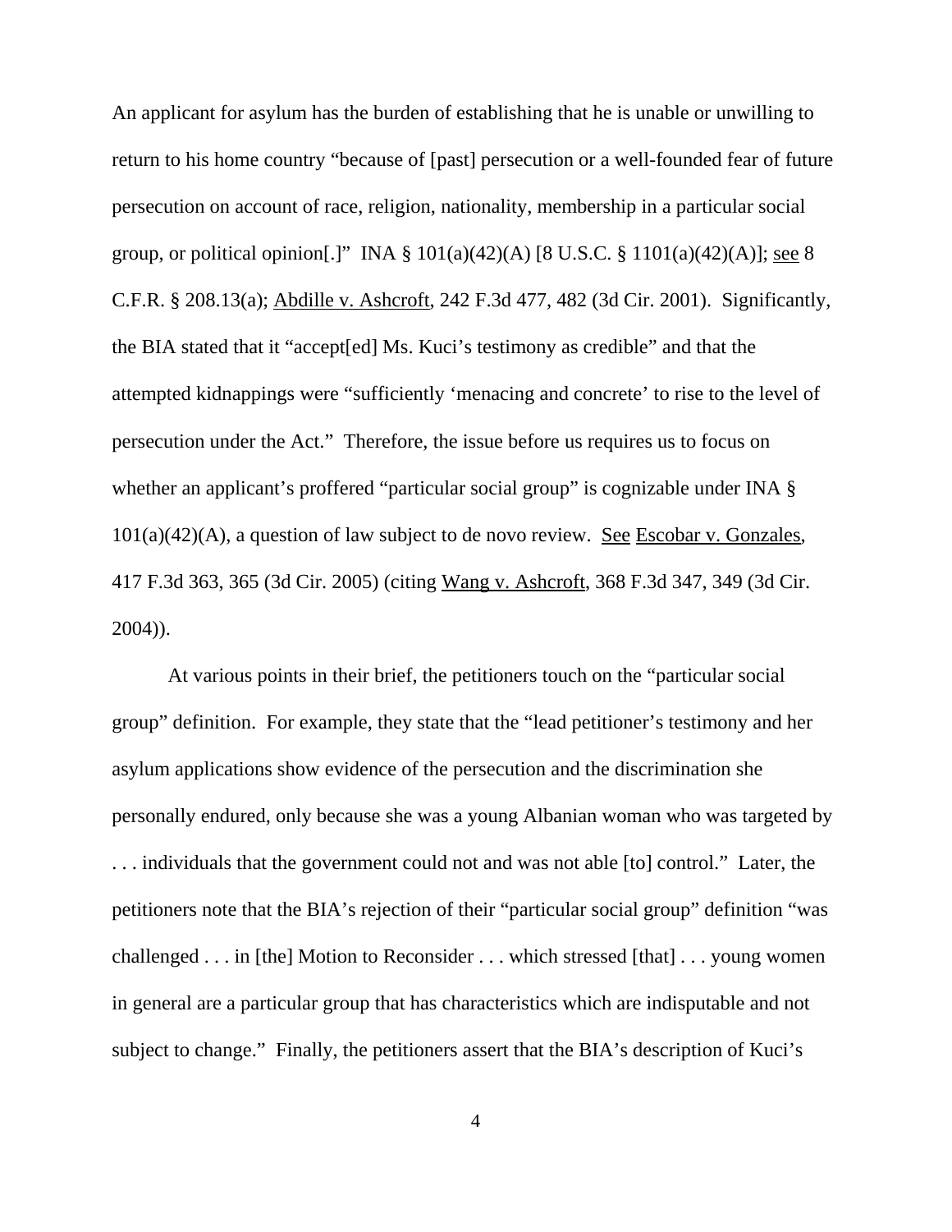An applicant for asylum has the burden of establishing that he is unable or unwilling to return to his home country "because of [past] persecution or a well-founded fear of future persecution on account of race, religion, nationality, membership in a particular social group, or political opinion[.]" INA § 101(a)(42)(A) [8 U.S.C. § 1101(a)(42)(A)]; see 8 C.F.R. § 208.13(a); Abdille v. Ashcroft, 242 F.3d 477, 482 (3d Cir. 2001). Significantly, the BIA stated that it "accept[ed] Ms. Kuci's testimony as credible" and that the attempted kidnappings were "sufficiently 'menacing and concrete' to rise to the level of persecution under the Act." Therefore, the issue before us requires us to focus on whether an applicant's proffered "particular social group" is cognizable under INA § 101(a)(42)(A), a question of law subject to de novo review. See Escobar v. Gonzales, 417 F.3d 363, 365 (3d Cir. 2005) (citing Wang v. Ashcroft, 368 F.3d 347, 349 (3d Cir. 2004)).

At various points in their brief, the petitioners touch on the "particular social group" definition. For example, they state that the "lead petitioner's testimony and her asylum applications show evidence of the persecution and the discrimination she personally endured, only because she was a young Albanian woman who was targeted by . . . individuals that the government could not and was not able [to] control." Later, the petitioners note that the BIA's rejection of their "particular social group" definition "was challenged . . . in [the] Motion to Reconsider . . . which stressed [that] . . . young women in general are a particular group that has characteristics which are indisputable and not subject to change." Finally, the petitioners assert that the BIA's description of Kuci's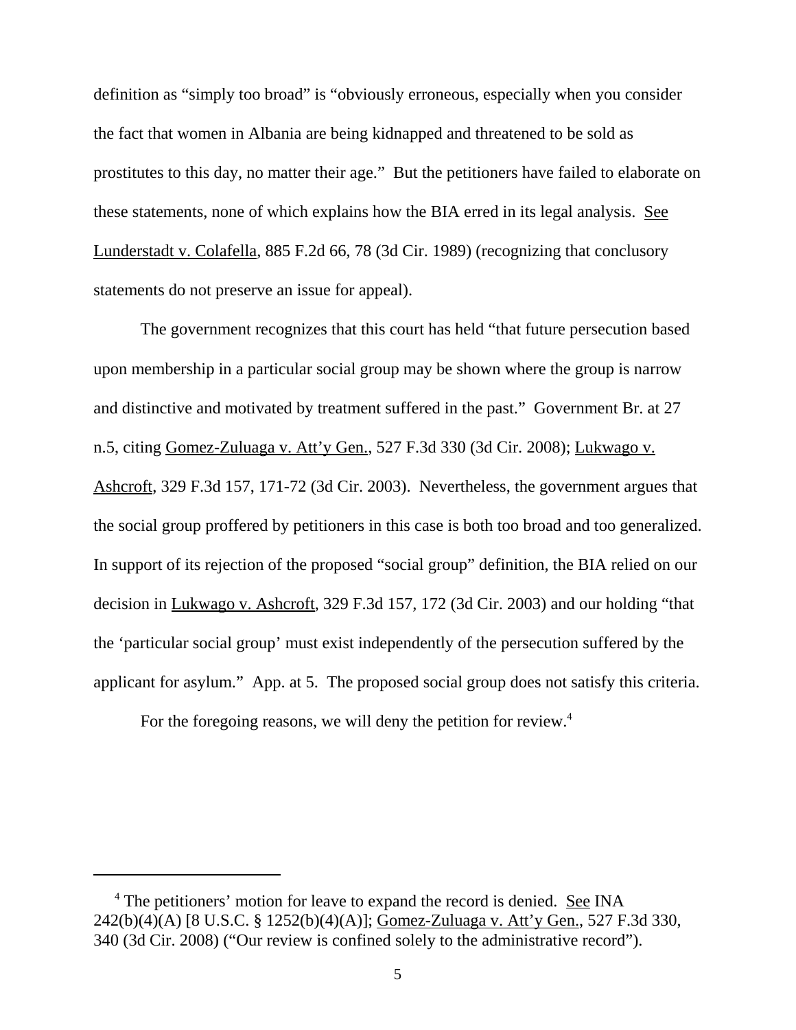definition as "simply too broad" is "obviously erroneous, especially when you consider the fact that women in Albania are being kidnapped and threatened to be sold as prostitutes to this day, no matter their age." But the petitioners have failed to elaborate on these statements, none of which explains how the BIA erred in its legal analysis. See Lunderstadt v. Colafella, 885 F.2d 66, 78 (3d Cir. 1989) (recognizing that conclusory statements do not preserve an issue for appeal).

The government recognizes that this court has held "that future persecution based upon membership in a particular social group may be shown where the group is narrow and distinctive and motivated by treatment suffered in the past." Government Br. at 27 n.5, citing Gomez-Zuluaga v. Att'y Gen., 527 F.3d 330 (3d Cir. 2008); Lukwago v. Ashcroft, 329 F.3d 157, 171-72 (3d Cir. 2003). Nevertheless, the government argues that the social group proffered by petitioners in this case is both too broad and too generalized. In support of its rejection of the proposed "social group" definition, the BIA relied on our decision in Lukwago v. Ashcroft, 329 F.3d 157, 172 (3d Cir. 2003) and our holding "that the 'particular social group' must exist independently of the persecution suffered by the applicant for asylum." App. at 5. The proposed social group does not satisfy this criteria.

For the foregoing reasons, we will deny the petition for review.[4]

---

[4] The petitioners' motion for leave to expand the record is denied. See INA 242(b)(4)(A) [8 U.S.C. § 1252(b)(4)(A)]; Gomez-Zuluaga v. Att'y Gen., 527 F.3d 330, 340 (3d Cir. 2008) ("Our review is confined solely to the administrative record").